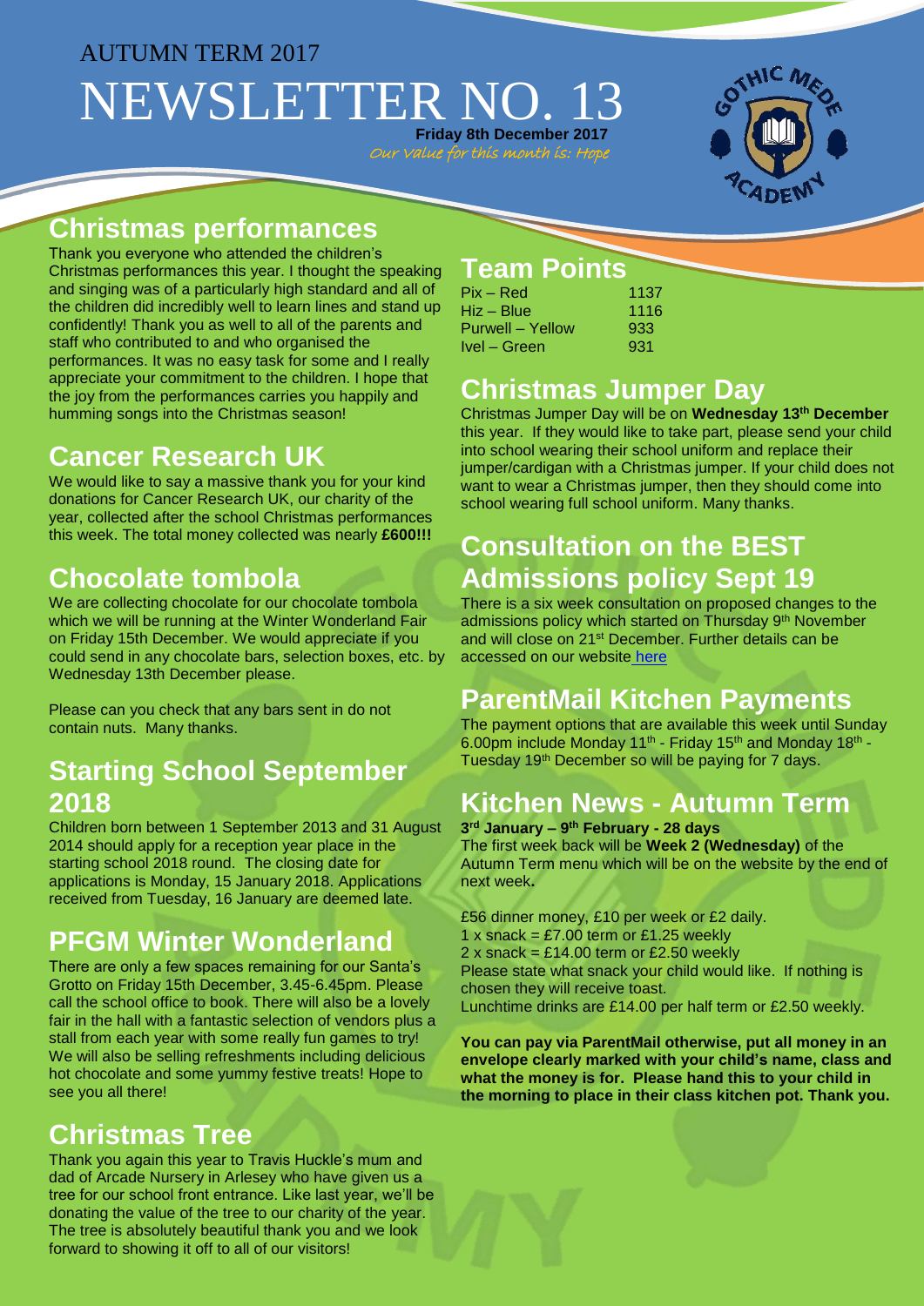AUTUMN TERM 2017

# NEWSLETTER NO. 13

**Friday 8th December 2017**

*Our Value for this month is: Hope*

## Christmas performances

Thank you everyone who attended the children's Christmas performances this year. I thought the speaking and singing was of a particularly high standard and all of the children did incredibly well to learn lines and stand up confidently! Thank you as well to all of the parents and staff who contributed to and who organised the performances. It was no easy task for some and I really appreciate your commitment to the children. I hope that the joy from the performances carries you happily and humming songs into the Christmas season!

## Cancer Research UK

We would like to say a massive thank you for your kind donations for Cancer Research UK, our charity of the year, collected after the school Christmas performances this week. The total money collected was nearly **£600!!!**

## Chocolate tombola

We are collecting chocolate for our chocolate tombola which we will be running at the Winter Wonderland Fair on Friday 15th December. We would appreciate if you could send in any chocolate bars, selection boxes, etc. by Wednesday 13th December please.

Please can you check that any bars sent in do not contain nuts. Many thanks.

## Starting School September 2018

Children born between 1 September 2013 and 31 August 2014 should apply for a reception year place in the starting school 2018 round. The closing date for applications is Monday, 15 January 2018. Applications received from Tuesday, 16 January are deemed late.

## PFGM Winter Wonderland

There are only a few spaces remaining for our Santa's Grotto on Friday 15th December, 3.45-6.45pm. Please call the school office to book. There will also be a lovely fair in the hall with a fantastic selection of vendors plus a stall from each year with some really fun games to try! We will also be selling refreshments including delicious hot chocolate and some yummy festive treats! Hope to see you all there!

## Christmas Tree

Thank you again this year to Travis Huckle's mum and dad of Arcade Nursery in Arlesey who have given us a tree for our school front entrance. Like last year, we'll be donating the value of the tree to our charity of the year. The tree is absolutely beautiful thank you and we look forward to showing it off to all of our visitors!

## Team Points

| Team | Points |
| --- | --- |
| Pix – Red | 1137 |
| Hiz – Blue | 1116 |
| Purwell – Yellow | 933 |
| Ivel – Green | 931 |

## Christmas Jumper Day

Christmas Jumper Day will be on **Wednesday 13th December** this year. If they would like to take part, please send your child into school wearing their school uniform and replace their jumper/cardigan with a Christmas jumper. If your child does not want to wear a Christmas jumper, then they should come into school wearing full school uniform. Many thanks.

## Consultation on the BEST Admissions policy Sept 19

There is a six week consultation on proposed changes to the admissions policy which started on Thursday 9th November and will close on 21st December. Further details can be accessed on our website here

## ParentMail Kitchen Payments

The payment options that are available this week until Sunday 6.00pm include Monday 11th - Friday 15th and Monday 18th - Tuesday 19th December so will be paying for 7 days.

## Kitchen News - Autumn Term

**3rd January – 9th February - 28 days**

The first week back will be **Week 2 (Wednesday)** of the Autumn Term menu which will be on the website by the end of next week**.**

£56 dinner money, £10 per week or £2 daily.
1 x snack = £7.00 term or £1.25 weekly
2 x snack = £14.00 term or £2.50 weekly
Please state what snack your child would like. If nothing is chosen they will receive toast.
Lunchtime drinks are £14.00 per half term or £2.50 weekly.

**You can pay via ParentMail otherwise, put all money in an envelope clearly marked with your child's name, class and what the money is for. Please hand this to your child in the morning to place in their class kitchen pot. Thank you.**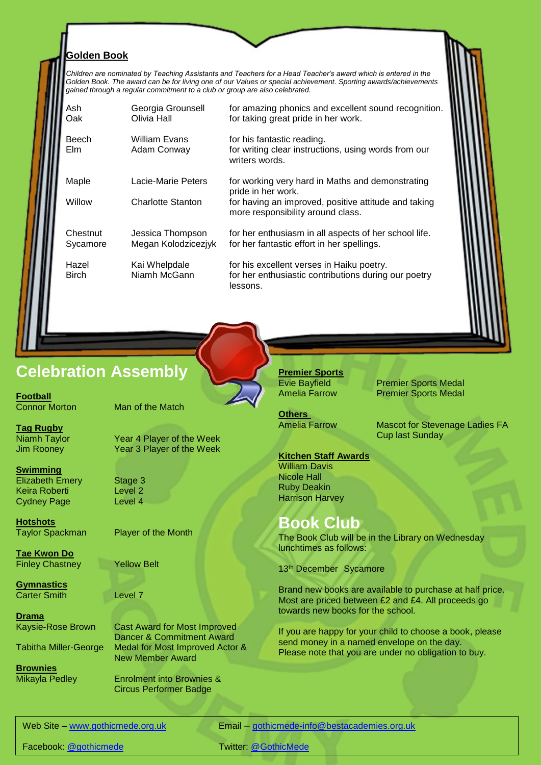## Golden Book

*Children are nominated by Teaching Assistants and Teachers for a Head Teacher's award which is entered in the Golden Book. The award can be for living one of our Values or special achievement. Sporting awards/achievements gained through a regular commitment to a club or group are also celebrated.*

| | | |
|---|---|---|
| Ash | Georgia Grounsell | for amazing phonics and excellent sound recognition. |
| Oak | Olivia Hall | for taking great pride in her work. |
| Beech | William Evans | for his fantastic reading. |
| Elm | Adam Conway | for writing clear instructions, using words from our writers words. |
| Maple | Lacie-Marie Peters | for working very hard in Maths and demonstrating pride in her work. |
| Willow | Charlotte Stanton | for having an improved, positive attitude and taking more responsibility around class. |
| Chestnut | Jessica Thompson | for her enthusiasm in all aspects of her school life. |
| Sycamore | Megan Kolodziczjyk | for her fantastic effort in her spellings. |
| Hazel | Kai Whelpdale | for his excellent verses in Haiku poetry. |
| Birch | Niamh McGann | for her enthusiastic contributions during our poetry lessons. |

# Celebration Assembly

**Football**
Connor Morton — Man of the Match

**Tag Rugby**
Niamh Taylor — Year 4 Player of the Week
Jim Rooney — Year 3 Player of the Week

**Swimming**
Elizabeth Emery — Stage 3
Keira Roberti — Level 2
Cydney Page — Level 4

**Hotshots**
Taylor Spackman — Player of the Month

**Tae Kwon Do**
Finley Chastney — Yellow Belt

**Gymnastics**
Carter Smith — Level 7

**Drama**
Kaysie-Rose Brown — Cast Award for Most Improved Dancer & Commitment Award
Tabitha Miller-George — Medal for Most Improved Actor & New Member Award

**Brownies**
Mikayla Pedley — Enrolment into Brownies & Circus Performer Badge

**Premier Sports**
Evie Bayfield — Premier Sports Medal
Amelia Farrow — Premier Sports Medal

**Others**
Amelia Farrow — Mascot for Stevenage Ladies FA Cup last Sunday

**Kitchen Staff Awards**
William Davis
Nicole Hall
Ruby Deakin
Harrison Harvey

# Book Club

The Book Club will be in the Library on Wednesday lunchtimes as follows:

13th December Sycamore

Brand new books are available to purchase at half price. Most are priced between £2 and £4. All proceeds go towards new books for the school.

If you are happy for your child to choose a book, please send money in a named envelope on the day.
Please note that you are under no obligation to buy.

Web Site – www.gothicmede.org.uk
Email – gothicmede-info@bestacademies.org.uk
Facebook: @gothicmede
Twitter: @GothicMede